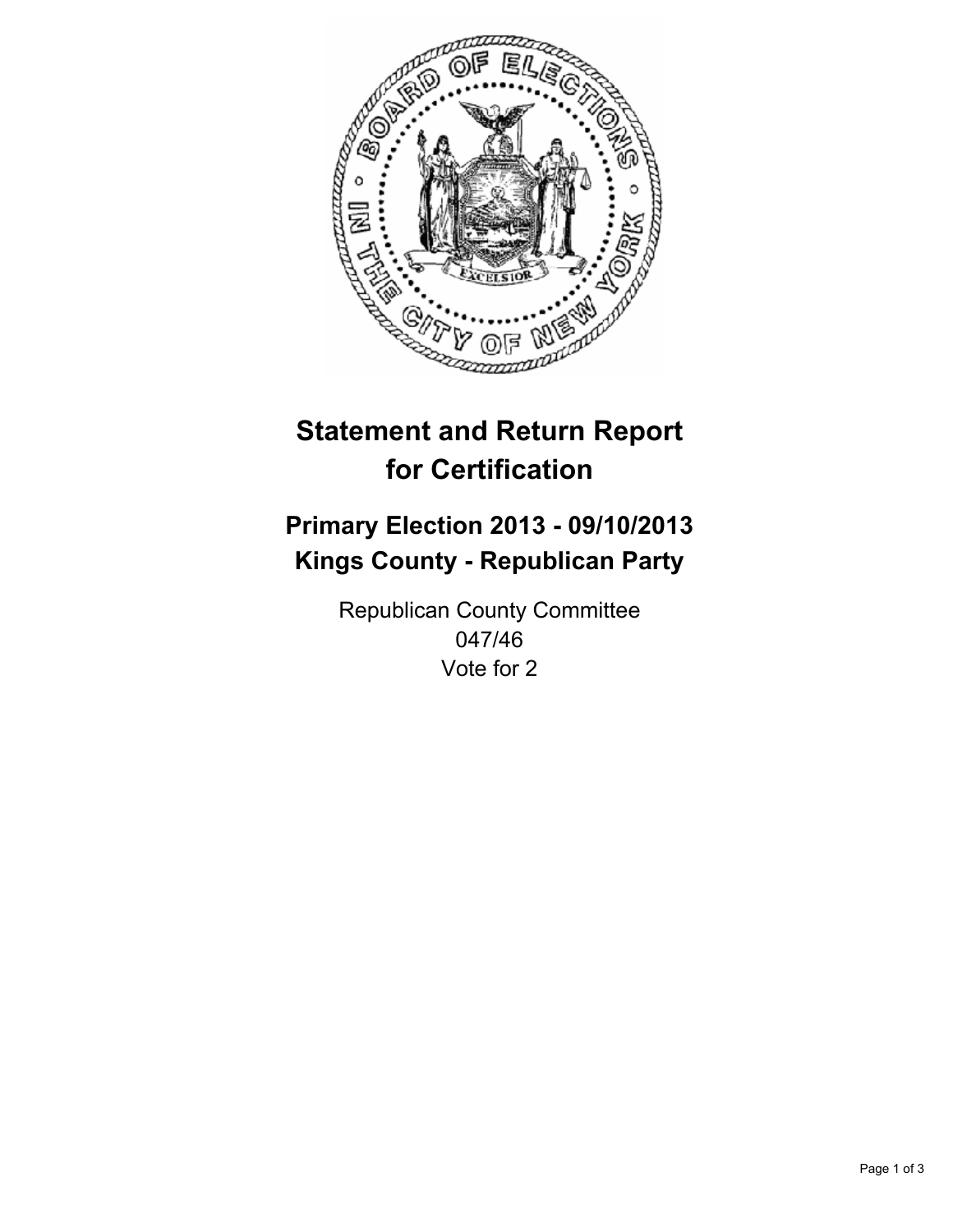# Statement and Return Report for Certification

## Primary Election 2013 - 09/10/2013
## Kings County - Republican Party

Republican County Committee
047/46
Vote for 2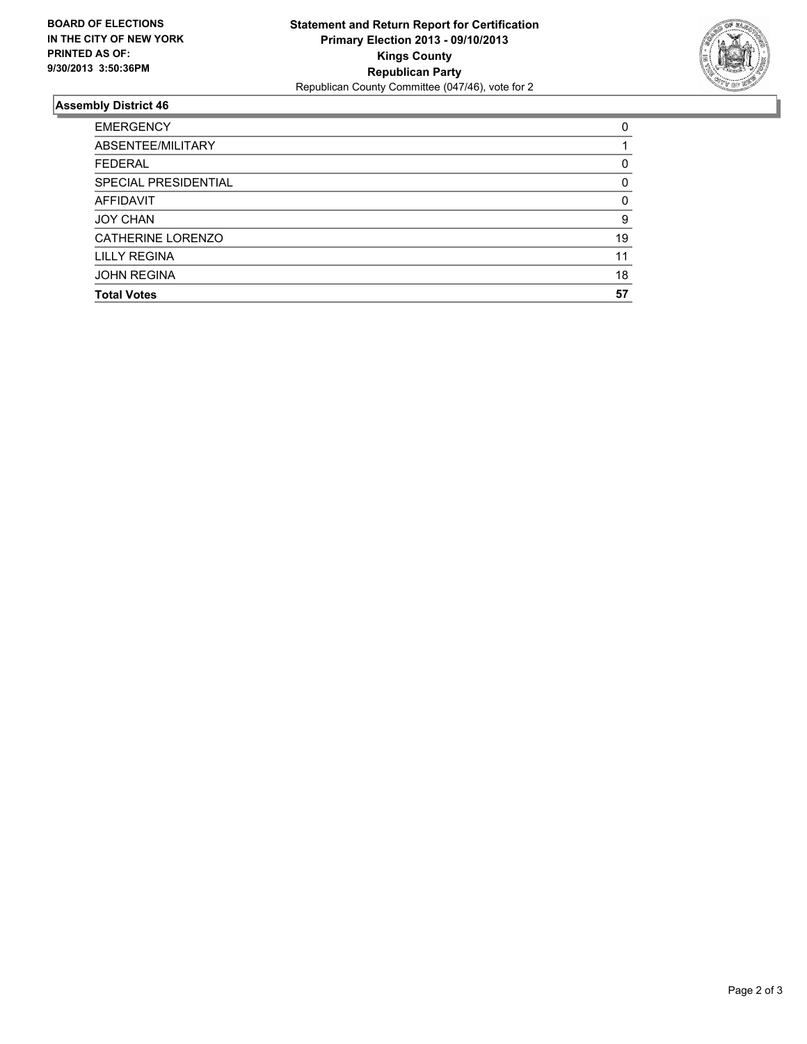**BOARD OF ELECTIONS IN THE CITY OF NEW YORK PRINTED AS OF: 9/30/2013 3:50:36PM**

**Statement and Return Report for Certification**
**Primary Election 2013 - 09/10/2013**
**Kings County**
**Republican Party**
Republican County Committee (047/46), vote for 2

## Assembly District 46

| | |
|---|---|
| EMERGENCY | 0 |
| ABSENTEE/MILITARY | 1 |
| FEDERAL | 0 |
| SPECIAL PRESIDENTIAL | 0 |
| AFFIDAVIT | 0 |
| JOY CHAN | 9 |
| CATHERINE LORENZO | 19 |
| LILLY REGINA | 11 |
| JOHN REGINA | 18 |
| **Total Votes** | **57** |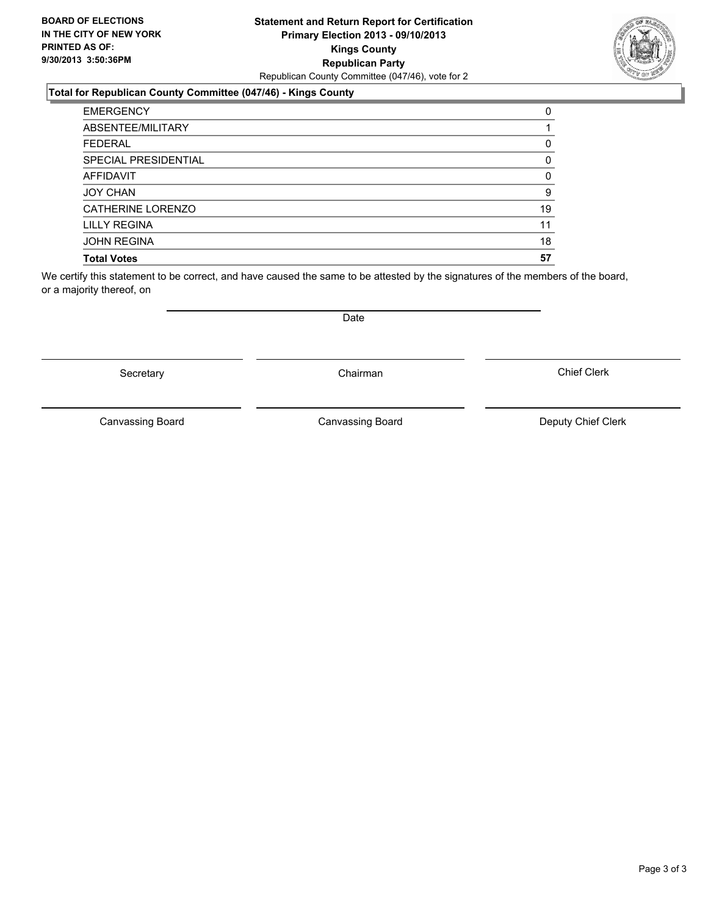**BOARD OF ELECTIONS IN THE CITY OF NEW YORK PRINTED AS OF: 9/30/2013 3:50:36PM**

**Statement and Return Report for Certification**
**Primary Election 2013 - 09/10/2013**
**Kings County**
**Republican Party**
Republican County Committee (047/46), vote for 2

**Total for Republican County Committee (047/46) - Kings County**

| | |
|---|---|
| EMERGENCY | 0 |
| ABSENTEE/MILITARY | 1 |
| FEDERAL | 0 |
| SPECIAL PRESIDENTIAL | 0 |
| AFFIDAVIT | 0 |
| JOY CHAN | 9 |
| CATHERINE LORENZO | 19 |
| LILLY REGINA | 11 |
| JOHN REGINA | 18 |
| **Total Votes** | **57** |

We certify this statement to be correct, and have caused the same to be attested by the signatures of the members of the board, or a majority thereof, on

Date

Secretary | Chairman | Chief Clerk

Canvassing Board | Canvassing Board | Deputy Chief Clerk